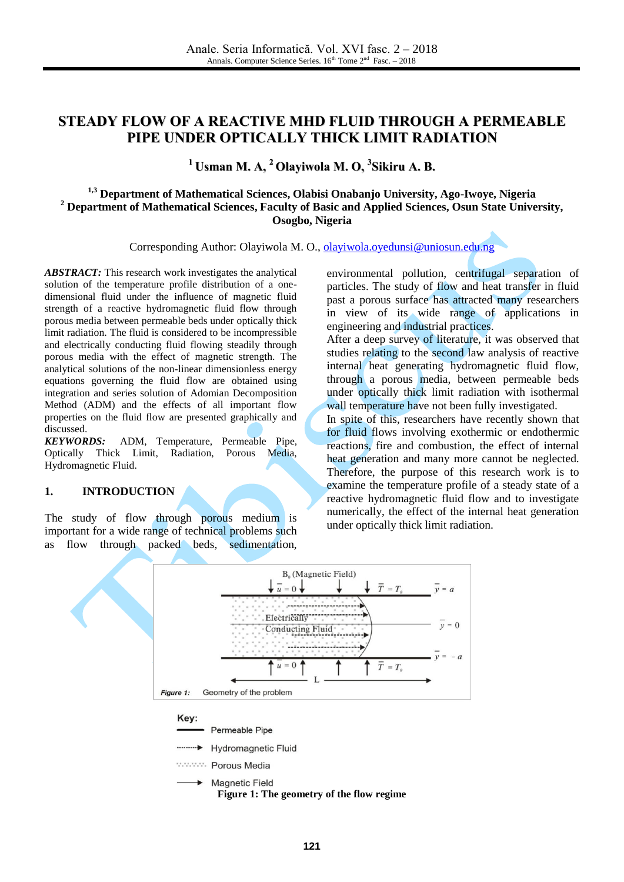# STEADY FLOW OF A REACTIVE MHD FLUID THROUGH A PERMEABLE PIPE UNDER OPTICALLY THICK LIMIT RADIATION

**[1] Usman M. A, [2] Olayiwola M. O, [3]Sikiru A. B.**

**[1,3] Department of Mathematical Sciences, Olabisi Onabanjo University, Ago-Iwoye, Nigeria**
**[2] Department of Mathematical Sciences, Faculty of Basic and Applied Sciences, Osun State University, Osogbo, Nigeria**

Corresponding Author: Olayiwola M. O., olayiwola.oyedunsi@uniosun.edu.ng

***ABSTRACT:*** This research work investigates the analytical solution of the temperature profile distribution of a one-dimensional fluid under the influence of magnetic fluid strength of a reactive hydromagnetic fluid flow through porous media between permeable beds under optically thick limit radiation. The fluid is considered to be incompressible and electrically conducting fluid flowing steadily through porous media with the effect of magnetic strength. The analytical solutions of the non-linear dimensionless energy equations governing the fluid flow are obtained using integration and series solution of Adomian Decomposition Method (ADM) and the effects of all important flow properties on the fluid flow are presented graphically and discussed.

***KEYWORDS:*** ADM, Temperature, Permeable Pipe, Optically Thick Limit, Radiation, Porous Media, Hydromagnetic Fluid.

## 1. INTRODUCTION

The study of flow through porous medium is important for a wide range of technical problems such as flow through packed beds, sedimentation, environmental pollution, centrifugal separation of particles. The study of flow and heat transfer in fluid past a porous surface has attracted many researchers in view of its wide range of applications in engineering and industrial practices.

After a deep survey of literature, it was observed that studies relating to the second law analysis of reactive internal heat generating hydromagnetic fluid flow, through a porous media, between permeable beds under optically thick limit radiation with isothermal wall temperature have not been fully investigated.

In spite of this, researchers have recently shown that for fluid flows involving exothermic or endothermic reactions, fire and combustion, the effect of internal heat generation and many more cannot be neglected. Therefore, the purpose of this research work is to examine the temperature profile of a steady state of a reactive hydromagnetic fluid flow and to investigate numerically, the effect of the internal heat generation under optically thick limit radiation.

Figure 1: Geometry of the problem

Key:
Permeable Pipe
Hydromagnetic Fluid
Porous Media
Magnetic Field

**Figure 1: The geometry of the flow regime**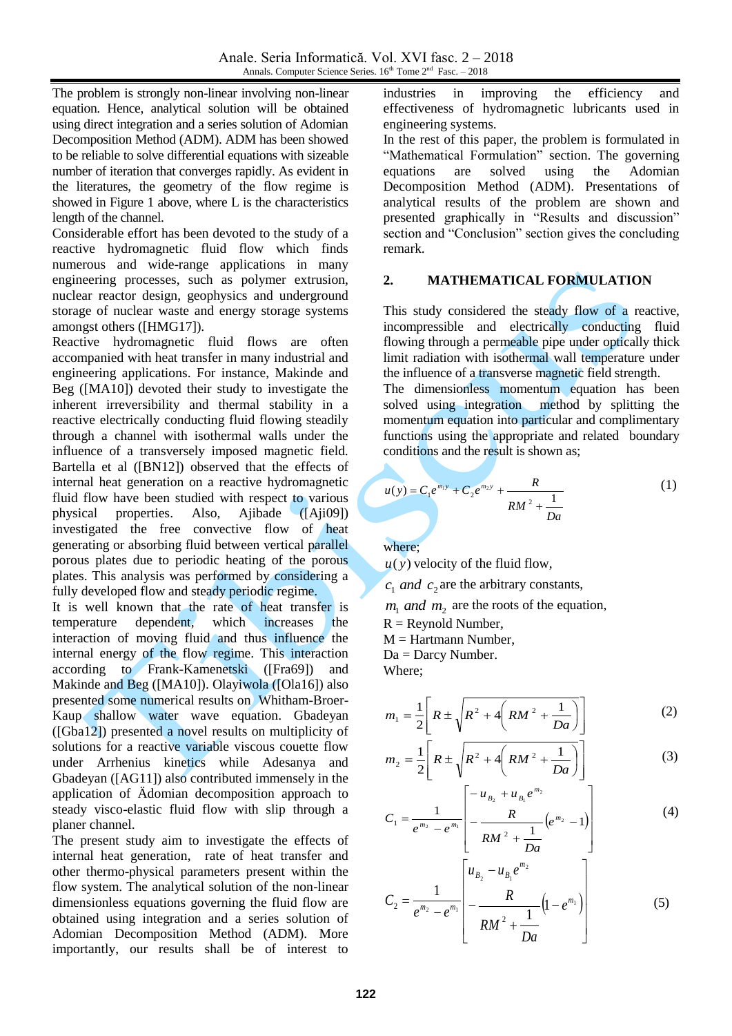The problem is strongly non-linear involving non-linear equation. Hence, analytical solution will be obtained using direct integration and a series solution of Adomian Decomposition Method (ADM). ADM has been showed to be reliable to solve differential equations with sizeable number of iteration that converges rapidly. As evident in the literatures, the geometry of the flow regime is showed in Figure 1 above, where L is the characteristics length of the channel.

Considerable effort has been devoted to the study of a reactive hydromagnetic fluid flow which finds numerous and wide-range applications in many engineering processes, such as polymer extrusion, nuclear reactor design, geophysics and underground storage of nuclear waste and energy storage systems amongst others ([HMG17]).

Reactive hydromagnetic fluid flows are often accompanied with heat transfer in many industrial and engineering applications. For instance, Makinde and Beg ([MA10]) devoted their study to investigate the inherent irreversibility and thermal stability in a reactive electrically conducting fluid flowing steadily through a channel with isothermal walls under the influence of a transversely imposed magnetic field. Bartella et al ([BN12]) observed that the effects of internal heat generation on a reactive hydromagnetic fluid flow have been studied with respect to various physical properties. Also, Ajibade ([Aji09]) investigated the free convective flow of heat generating or absorbing fluid between vertical parallel porous plates due to periodic heating of the porous plates. This analysis was performed by considering a fully developed flow and steady periodic regime.

It is well known that the rate of heat transfer is temperature dependent, which increases the interaction of moving fluid and thus influence the internal energy of the flow regime. This interaction according to Frank-Kamenetski ([Fra69]) and Makinde and Beg ([MA10]). Olayiwola ([Ola16]) also presented some numerical results on Whitham-Broer-Kaup shallow water wave equation. Gbadeyan ([Gba12]) presented a novel results on multiplicity of solutions for a reactive variable viscous couette flow under Arrhenius kinetics while Adesanya and Gbadeyan ([AG11]) also contributed immensely in the application of Ädomian decomposition approach to steady visco-elastic fluid flow with slip through a planer channel.

The present study aim to investigate the effects of internal heat generation, rate of heat transfer and other thermo-physical parameters present within the flow system. The analytical solution of the non-linear dimensionless equations governing the fluid flow are obtained using integration and a series solution of Adomian Decomposition Method (ADM). More importantly, our results shall be of interest to industries in improving the efficiency and effectiveness of hydromagnetic lubricants used in engineering systems.

In the rest of this paper, the problem is formulated in "Mathematical Formulation" section. The governing equations are solved using the Adomian Decomposition Method (ADM). Presentations of analytical results of the problem are shown and presented graphically in "Results and discussion" section and "Conclusion" section gives the concluding remark.

## 2. MATHEMATICAL FORMULATION

This study considered the steady flow of a reactive, incompressible and electrically conducting fluid flowing through a permeable pipe under optically thick limit radiation with isothermal wall temperature under the influence of a transverse magnetic field strength.

The dimensionless momentum equation has been solved using integration method by splitting the momentum equation into particular and complimentary functions using the appropriate and related boundary conditions and the result is shown as;

$$u(y) = C_1 e^{m_1 y} + C_2 e^{m_2 y} + \frac{R}{RM^2 + \frac{1}{Da}} \tag{1}$$

where;

$u(y)$ velocity of the fluid flow,

$c_1$ *and* $c_2$ are the arbitrary constants,

$m_1$ *and* $m_2$ are the roots of the equation,

R = Reynold Number,

M = Hartmann Number,

Da = Darcy Number.

Where;

$$m_1 = \frac{1}{2}\left[R \pm \sqrt{R^2 + 4\left(RM^2 + \frac{1}{Da}\right)}\right] \tag{2}$$

$$m_2 = \frac{1}{2}\left[R \pm \sqrt{R^2 + 4\left(RM^2 + \frac{1}{Da}\right)}\right] \tag{3}$$

$$C_1 = \frac{1}{e^{m_2} - e^{m_1}}\left[\begin{array}{l} -u_{B_2} + u_{B_1} e^{m_2} \\ -\dfrac{R}{RM^2 + \dfrac{1}{Da}}\left(e^{m_2} - 1\right) \end{array}\right] \tag{4}$$

$$C_2 = \frac{1}{e^{m_2} - e^{m_1}}\left[\begin{array}{l} u_{B_2} - u_{B_1} e^{m_2} \\ -\dfrac{R}{RM^2 + \dfrac{1}{Da}}\left(1 - e^{m_1}\right) \end{array}\right] \tag{5}$$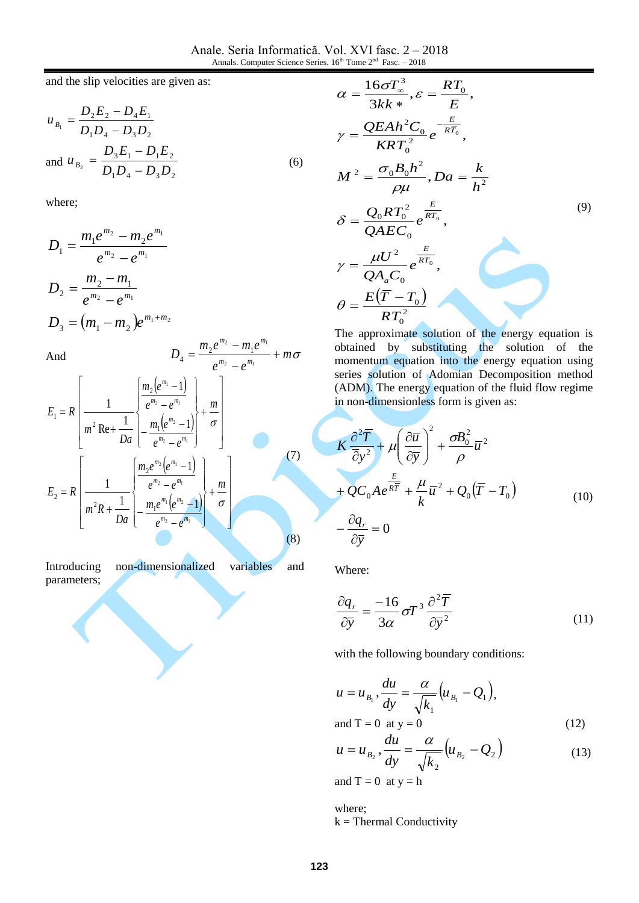and the slip velocities are given as:

$$u_{B_1} = \frac{D_2E_2 - D_4E_1}{D_1D_4 - D_3D_2}$$

$$\text{and } u_{B_2} = \frac{D_3E_1 - D_1E_2}{D_1D_4 - D_3D_2} \tag{6}$$

where;

$$D_1 = \frac{m_1e^{m_2} - m_2e^{m_1}}{e^{m_2} - e^{m_1}}$$

$$D_2 = \frac{m_2 - m_1}{e^{m_2} - e^{m_1}}$$

$$D_3 = (m_1 - m_2)e^{m_1+m_2}$$

And $$D_4 = \frac{m_2e^{m_2} - m_1e^{m_1}}{e^{m_2} - e^{m_1}} + m\sigma$$

$$E_1 = R\left[\frac{1}{m^2\,\mathrm{Re} + \frac{1}{Da}}\left\{\frac{m_2\left(e^{m_1}-1\right)}{e^{m_2}-e^{m_1}} - \frac{m_1\left(e^{m_2}-1\right)}{e^{m_2}-e^{m_1}}\right\} + \frac{m}{\sigma}\right] \tag{7}$$

$$E_2 = R\left[\frac{1}{m^2R + \frac{1}{Da}}\left\{\frac{m_2e^{m_2}\left(e^{m_1}-1\right)}{e^{m_2}-e^{m_1}} - \frac{m_1e^{m_1}\left(e^{m_2}-1\right)}{e^{m_2}-e^{m_1}}\right\} + \frac{m}{\sigma}\right] \tag{8}$$

Introducing non-dimensionalized variables and parameters;

$$\alpha = \frac{16\sigma T_\infty^3}{3kk*}, \varepsilon = \frac{RT_0}{E},$$

$$\gamma = \frac{QEAh^2C_0}{KRT_0^2}e^{-\frac{E}{RT_0}},$$

$$M^2 = \frac{\sigma_0B_0h^2}{\rho\mu}, Da = \frac{k}{h^2}$$

$$\delta = \frac{Q_0RT_0^2}{QAEC_0}e^{\frac{E}{RT_0}}, \tag{9}$$

$$\gamma = \frac{\mu U^2}{QA_aC_0}e^{\frac{E}{RT_0}},$$

$$\theta = \frac{E\left(\overline{T} - T_0\right)}{RT_0^2}$$

The approximate solution of the energy equation is obtained by substituting the solution of the momentum equation into the energy equation using series solution of Adomian Decomposition method (ADM). The energy equation of the fluid flow regime in non-dimensionless form is given as:

$$K\frac{\partial^2\overline{T}}{\partial\overline{y}^2} + \mu\left(\frac{\partial\overline{u}}{\partial\overline{y}}\right)^2 + \frac{\sigma B_0^2}{\rho}\overline{u}^2 + QC_0Ae^{\frac{E}{R\overline{T}}} + \frac{\mu}{k}\overline{u}^2 + Q_0\left(\overline{T} - T_0\right) - \frac{\partial q_r}{\partial\overline{y}} = 0 \tag{10}$$

Where:

$$\frac{\partial q_r}{\partial\overline{y}} = \frac{-16}{3\alpha}\sigma T^3\frac{\partial^2\overline{T}}{\partial\overline{y}^2} \tag{11}$$

with the following boundary conditions:

$$u = u_{B_1}, \frac{du}{dy} = \frac{\alpha}{\sqrt{k_1}}\left(u_{B_1} - Q_1\right),$$

$$\text{and } T = 0 \text{ at } y = 0 \tag{12}$$

$$u = u_{B_2}, \frac{du}{dy} = \frac{\alpha}{\sqrt{k_2}}\left(u_{B_2} - Q_2\right) \tag{13}$$

and T = 0 at y = h

where;
k = Thermal Conductivity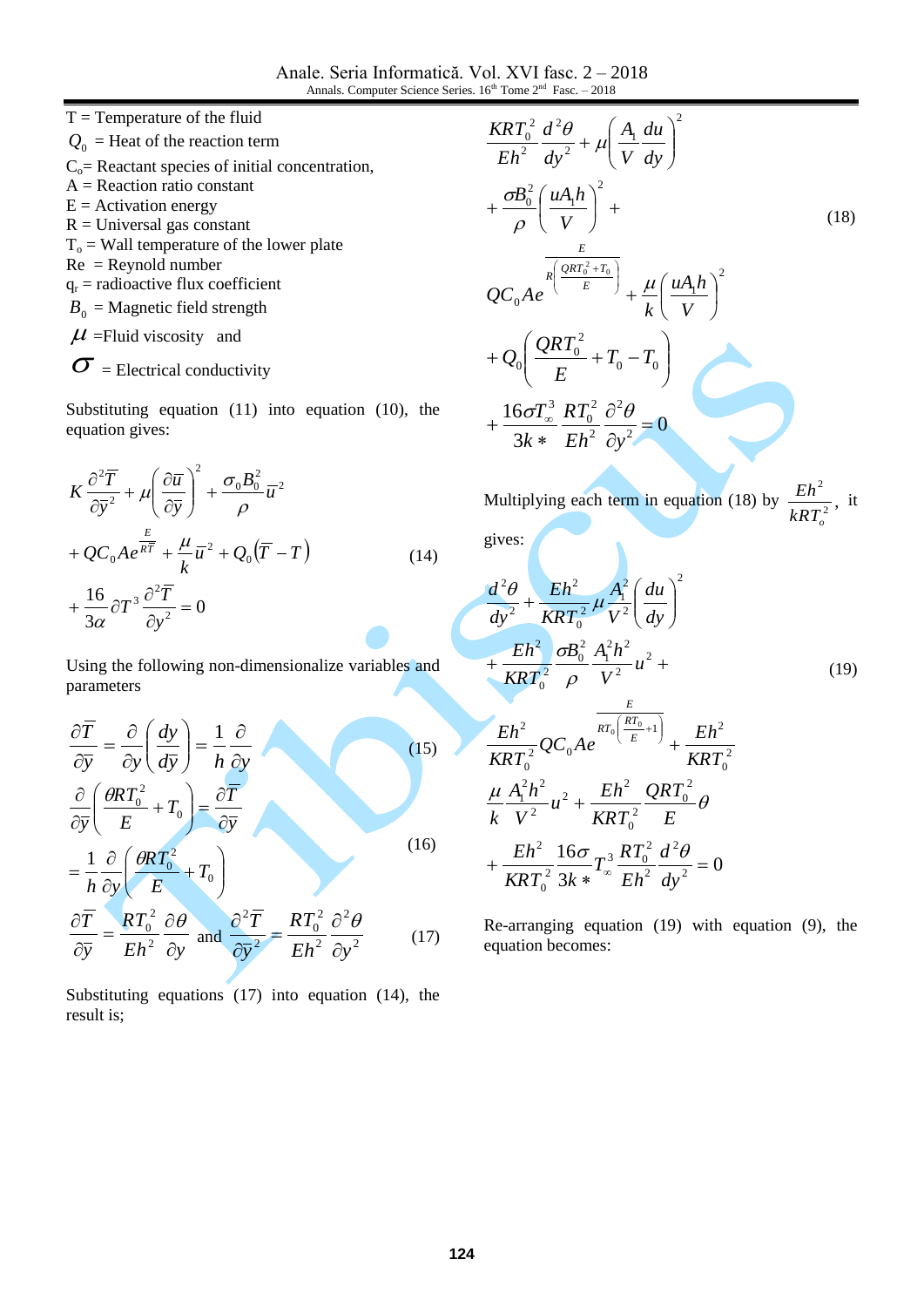T = Temperature of the fluid

$Q_0$ = Heat of the reaction term

$C_o$= Reactant species of initial concentration,

A = Reaction ratio constant

E = Activation energy

R = Universal gas constant

$T_o$ = Wall temperature of the lower plate

Re = Reynold number

$q_r$ = radioactive flux coefficient

$B_0$ = Magnetic field strength

$\mu$ =Fluid viscosity and

$\sigma$ = Electrical conductivity

Substituting equation (11) into equation (10), the equation gives:

$$K\frac{\partial^2 \overline{T}}{\partial \overline{y}^2} + \mu\left(\frac{\partial \overline{u}}{\partial \overline{y}}\right)^2 + \frac{\sigma_0 B_0^2}{\rho}\overline{u}^2 + QC_0Ae^{\frac{E}{RT}} + \frac{\mu}{k}\overline{u}^2 + Q_0\left(\overline{T} - T\right) + \frac{16}{3\alpha}\partial T^3\frac{\partial^2 \overline{T}}{\partial y^2} = 0 \tag{14}$$

Using the following non-dimensionalize variables and parameters

$$\frac{\partial \overline{T}}{\partial \overline{y}} = \frac{\partial}{\partial y}\left(\frac{dy}{dy}\right) = \frac{1}{h}\frac{\partial}{\partial y} \tag{15}$$

$$\frac{\partial}{\partial \overline{y}}\left(\frac{\theta RT_0^2}{E} + T_0\right) = \frac{\partial \overline{T}}{\partial \overline{y}} = \frac{1}{h}\frac{\partial}{\partial y}\left(\frac{\theta RT_0^2}{E} + T_0\right) \tag{16}$$

$$\frac{\partial \overline{T}}{\partial \overline{y}} = \frac{RT_0^2}{Eh^2}\frac{\partial \theta}{\partial y} \text{ and } \frac{\partial^2 \overline{T}}{\partial \overline{y}^2} = \frac{RT_0^2}{Eh^2}\frac{\partial^2 \theta}{\partial y^2} \tag{17}$$

Substituting equations (17) into equation (14), the result is;

$$\frac{KRT_0^2}{Eh^2}\frac{d^2\theta}{dy^2} + \mu\left(\frac{A_1}{V}\frac{du}{dy}\right)^2 + \frac{\sigma B_0^2}{\rho}\left(\frac{uA_1h}{V}\right)^2 + QC_0Ae^{\frac{E}{R\left(\frac{QRT_0^2}{E}+T_0\right)}} + \frac{\mu}{k}\left(\frac{uA_1h}{V}\right)^2 + Q_0\left(\frac{QRT_0^2}{E} + T_0 - T_0\right) + \frac{16\sigma T_\infty^3}{3k*}\frac{RT_0^2}{Eh^2}\frac{\partial^2\theta}{\partial y^2} = 0 \tag{18}$$

Multiplying each term in equation (18) by $\frac{Eh^2}{kRT_o^2}$, it gives:

$$\frac{d^2\theta}{dy^2} + \frac{Eh^2}{KRT_0^2}\mu\frac{A_1^2}{V^2}\left(\frac{du}{dy}\right)^2 + \frac{Eh^2}{KRT_0^2}\frac{\sigma B_0^2}{\rho}\frac{A_1^2h^2}{V^2}u^2 + \frac{Eh^2}{KRT_0^2}QC_0Ae^{\frac{E}{RT_0\left(\frac{RT_0}{E}+1\right)}} + \frac{Eh^2}{KRT_0^2}\frac{\mu}{k}\frac{A_1^2h^2}{V^2}u^2 + \frac{Eh^2}{KRT_0^2}\frac{QRT_0^2}{E}\theta + \frac{Eh^2}{KRT_0^2}\frac{16\sigma}{3k*}T_\infty^3\frac{RT_0^2}{Eh^2}\frac{d^2\theta}{dy^2} = 0 \tag{19}$$

Re-arranging equation (19) with equation (9), the equation becomes: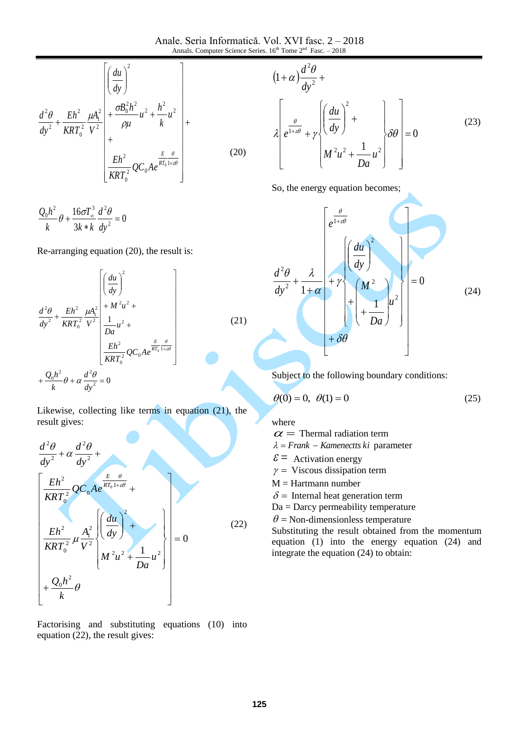$$\frac{d^2\theta}{dy^2}+\frac{Eh^2}{KRT_0^2}\frac{\mu A_1^2}{V^2}\left[\begin{array}{l}\left(\frac{du}{dy}\right)^2 \\ +\frac{\sigma B_0^2 h^2}{\rho\mu}u^2+\frac{h^2}{k}u^2 \\ + \\ \frac{Eh^2}{KRT_0^2}QC_0Ae^{\frac{E}{RT_0}\frac{\theta}{1+\varepsilon\theta}}\end{array}\right]+ \tag{20}$$

$$\frac{Q_0h^2}{k}\theta+\frac{16\sigma T_\infty^3}{3k*k}\frac{d^2\theta}{dy^2}=0$$

Re-arranging equation (20), the result is:

$$\frac{d^2\theta}{dy^2}+\frac{Eh^2}{KRT_0^2}\frac{\mu A_1^2}{V^2}\left[\begin{array}{l}\left(\frac{du}{dy}\right)^2 \\ +M^2u^2+ \\ \frac{1}{Da}u^2+ \\ \frac{Eh^2}{KRT_0^2}QC_0Ae^{\frac{E}{RT_0}\frac{\theta}{1+\varepsilon\theta}}\end{array}\right] \tag{21}$$

$$+\frac{Q_0h^2}{k}\theta+\alpha\frac{d^2\theta}{dy^2}=0$$

Likewise, collecting like terms in equation (21), the result gives:

$$\frac{d^2\theta}{dy^2}+\alpha\frac{d^2\theta}{dy^2}+\left[\begin{array}{l}\frac{Eh^2}{KRT_0^2}QC_0Ae^{\frac{E}{RT_0}\frac{\theta}{1+\varepsilon\theta}}+ \\ \frac{Eh^2}{KRT_0^2}\mu\frac{A_1^2}{V^2}\left\{\begin{array}{l}\left(\frac{du}{dy}\right)^2+ \\ M^2u^2+\frac{1}{Da}u^2\end{array}\right\} \\ +\frac{Q_0h^2}{k}\theta\end{array}\right]=0 \tag{22}$$

Factorising and substituting equations (10) into equation (22), the result gives:

$$(1+\alpha)\frac{d^2\theta}{dy^2}+\lambda\left[e^{\frac{\theta}{1+\varepsilon\theta}}+\gamma\left\{\begin{array}{l}\left(\frac{du}{dy}\right)^2+ \\ M^2u^2+\frac{1}{Da}u^2\end{array}\right\}\delta\theta\right]=0 \tag{23}$$

So, the energy equation becomes;

$$\frac{d^2\theta}{dy^2}+\frac{\lambda}{1+\alpha}\left[\begin{array}{l}e^{\frac{\theta}{1+\varepsilon\theta}} \\ +\gamma\left\{\begin{array}{l}\left(\frac{du}{dy}\right)^2 \\ +\left(\begin{array}{l}M^2 \\ +\frac{1}{Da}\end{array}\right)u^2\end{array}\right\} \\ +\delta\theta\end{array}\right]=0 \tag{24}$$

Subject to the following boundary conditions:

$$\theta(0)=0,\ \ \theta(1)=0 \tag{25}$$

where

$\alpha =$ Thermal radiation term
$\lambda =$ Frank – Kamenectts ki parameter
$\varepsilon =$ Activation energy
$\gamma =$ Viscous dissipation term
M = Hartmann number
$\delta =$ Internal heat generation term
Da = Darcy permeability temperature
$\theta =$ Non-dimensionless temperature

Substituting the result obtained from the momentum equation (1) into the energy equation (24) and integrate the equation (24) to obtain: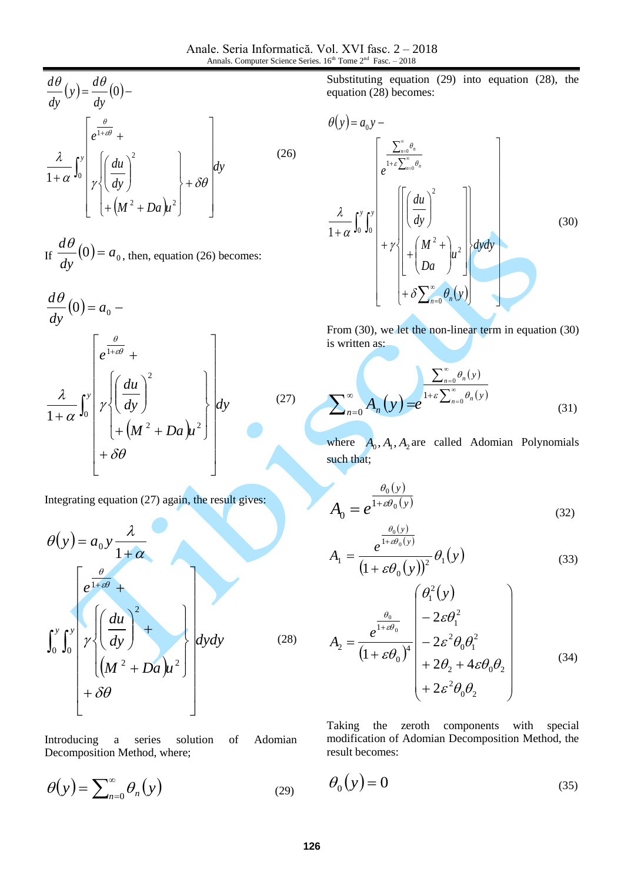$$\frac{d\theta}{dy}(y) = \frac{d\theta}{dy}(0) - \frac{\lambda}{1+\alpha}\int_0^y \left[ e^{\frac{\theta}{1+\varepsilon\theta}} + \gamma\left\{ \left(\frac{du}{dy}\right)^2 + \left(M^2 + Da\right)u^2 \right\} + \delta\theta \right] dy \tag{26}$$

If $\frac{d\theta}{dy}(0) = a_0$, then, equation (26) becomes:

$$\frac{d\theta}{dy}(0) = a_0 - \frac{\lambda}{1+\alpha}\int_0^y \left[ e^{\frac{\theta}{1+\varepsilon\theta}} + \gamma\left\{ \left(\frac{du}{dy}\right)^2 + \left(M^2 + Da\right)u^2 \right\} + \delta\theta \right] dy \tag{27}$$

Integrating equation (27) again, the result gives:

$$\theta(y) = a_0 y \frac{\lambda}{1+\alpha} \int_0^y \int_0^y \left[ e^{\frac{\theta}{1+\varepsilon\theta}} + \gamma\left\{ \left(\frac{du}{dy}\right)^2 + \left(M^2 + Da\right)u^2 \right\} + \delta\theta \right] dydy \tag{28}$$

Introducing a series solution of Adomian Decomposition Method, where;

$$\theta(y) = \sum_{n=0}^{\infty} \theta_n(y) \tag{29}$$

Substituting equation (29) into equation (28), the equation (28) becomes:

$$\theta(y) = a_0 y - \frac{\lambda}{1+\alpha}\int_0^y \int_0^y \left[ e^{\frac{\sum_{n=0}^{\infty}\theta_n}{1+\varepsilon\sum_{n=0}^{\infty}\theta_n}} + \gamma\left\{ \left[ \left(\frac{du}{dy}\right)^2 + \left(\frac{M^2+}{Da}\right)u^2 \right] + \delta\sum_{n=0}^{\infty}\theta_n(y) \right\} \right] dydy \tag{30}$$

From (30), we let the non-linear term in equation (30) is written as:

$$\sum_{n=0}^{\infty} A_n(y) = e^{\frac{\sum_{n=0}^{\infty}\theta_n(y)}{1+\varepsilon\sum_{n=0}^{\infty}\theta_n(y)}} \tag{31}$$

where $A_0, A_1, A_2$ are called Adomian Polynomials such that;

$$A_0 = e^{\frac{\theta_0(y)}{1+\varepsilon\theta_0(y)}} \tag{32}$$

$$A_1 = \frac{e^{\frac{\theta_0(y)}{1+\varepsilon\theta_0(y)}}}{\left(1+\varepsilon\theta_0(y)\right)^2}\theta_1(y) \tag{33}$$

$$A_2 = \frac{e^{\frac{\theta_0}{1+\varepsilon\theta_0}}}{\left(1+\varepsilon\theta_0\right)^4}\begin{pmatrix} \theta_1^2(y) \\ -2\varepsilon\theta_1^2 \\ -2\varepsilon^2\theta_0\theta_1^2 \\ +2\theta_2 + 4\varepsilon\theta_0\theta_2 \\ +2\varepsilon^2\theta_0\theta_2 \end{pmatrix} \tag{34}$$

Taking the zeroth components with special modification of Adomian Decomposition Method, the result becomes:

$$\theta_0(y) = 0 \tag{35}$$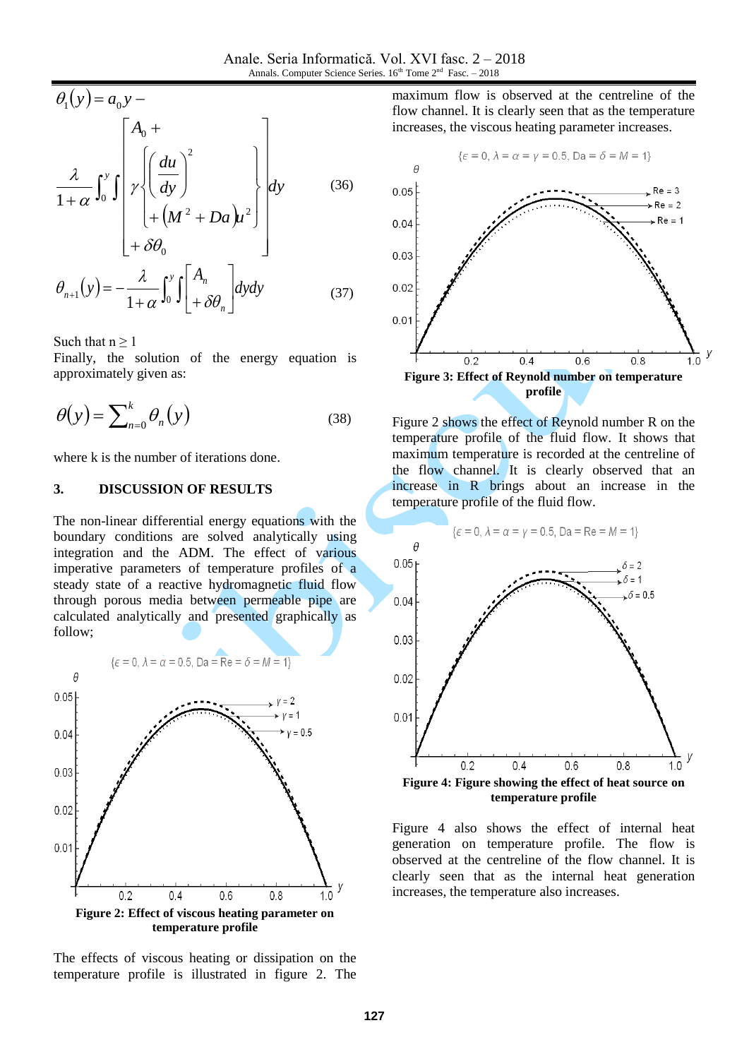$$\theta_1(y) = a_0 y - \frac{\lambda}{1+\alpha}\int_0^y \int \left[ \begin{array}{l} A_0 + \\ \gamma \left\{ \begin{array}{l} \left(\dfrac{du}{dy}\right)^2 \\ +\left(M^2 + Da\right)u^2 \end{array} \right\} \\ +\delta\theta_0 \end{array} \right] dy \quad (36)$$

$$\theta_{n+1}(y) = -\frac{\lambda}{1+\alpha}\int_0^y \int \left[ \begin{array}{l} A_n \\ +\delta\theta_n \end{array} \right] dydy \quad (37)$$

Such that $n \geq 1$

Finally, the solution of the energy equation is approximately given as:

$$\theta(y) = \sum_{n=0}^{k} \theta_n(y) \quad (38)$$

where k is the number of iterations done.

## 3. DISCUSSION OF RESULTS

The non-linear differential energy equations with the boundary conditions are solved analytically using integration and the ADM. The effect of various imperative parameters of temperature profiles of a steady state of a reactive hydromagnetic fluid flow through porous media between permeable pipe are calculated analytically and presented graphically as follow;

**Figure 2: Effect of viscous heating parameter on temperature profile**

The effects of viscous heating or dissipation on the temperature profile is illustrated in figure 2. The maximum flow is observed at the centreline of the flow channel. It is clearly seen that as the temperature increases, the viscous heating parameter increases.

**Figure 3: Effect of Reynold number on temperature profile**

Figure 2 shows the effect of Reynold number R on the temperature profile of the fluid flow. It shows that maximum temperature is recorded at the centreline of the flow channel. It is clearly observed that an increase in R brings about an increase in the temperature profile of the fluid flow.

**Figure 4: Figure showing the effect of heat source on temperature profile**

Figure 4 also shows the effect of internal heat generation on temperature profile. The flow is observed at the centreline of the flow channel. It is clearly seen that as the internal heat generation increases, the temperature also increases.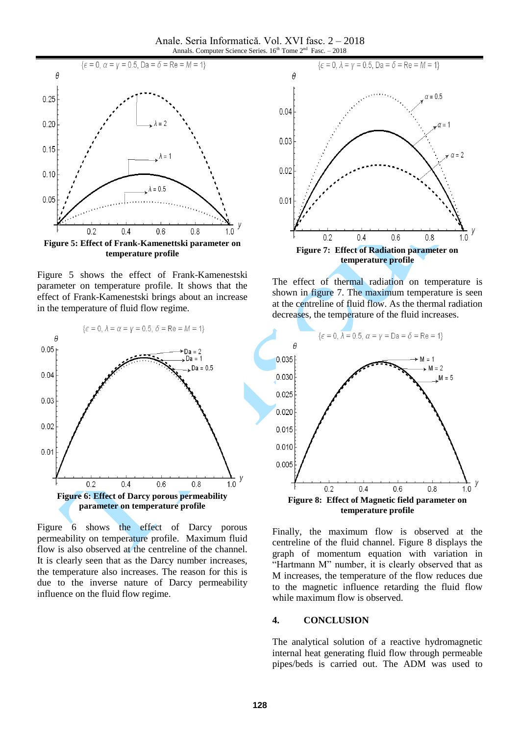Figure 5: Effect of Frank-Kamenettski parameter on temperature profile

Figure 5 shows the effect of Frank-Kamenestski parameter on temperature profile. It shows that the effect of Frank-Kamenestski brings about an increase in the temperature of fluid flow regime.

Figure 6: Effect of Darcy porous permeability parameter on temperature profile

Figure 6 shows the effect of Darcy porous permeability on temperature profile. Maximum fluid flow is also observed at the centreline of the channel. It is clearly seen that as the Darcy number increases, the temperature also increases. The reason for this is due to the inverse nature of Darcy permeability influence on the fluid flow regime.

Figure 7: Effect of Radiation parameter on temperature profile

The effect of thermal radiation on temperature is shown in figure 7. The maximum temperature is seen at the centreline of fluid flow. As the thermal radiation decreases, the temperature of the fluid increases.

Figure 8: Effect of Magnetic field parameter on temperature profile

Finally, the maximum flow is observed at the centreline of the fluid channel. Figure 8 displays the graph of momentum equation with variation in “Hartmann M” number, it is clearly observed that as M increases, the temperature of the flow reduces due to the magnetic influence retarding the fluid flow while maximum flow is observed.

## 4. CONCLUSION

The analytical solution of a reactive hydromagnetic internal heat generating fluid flow through permeable pipes/beds is carried out. The ADM was used to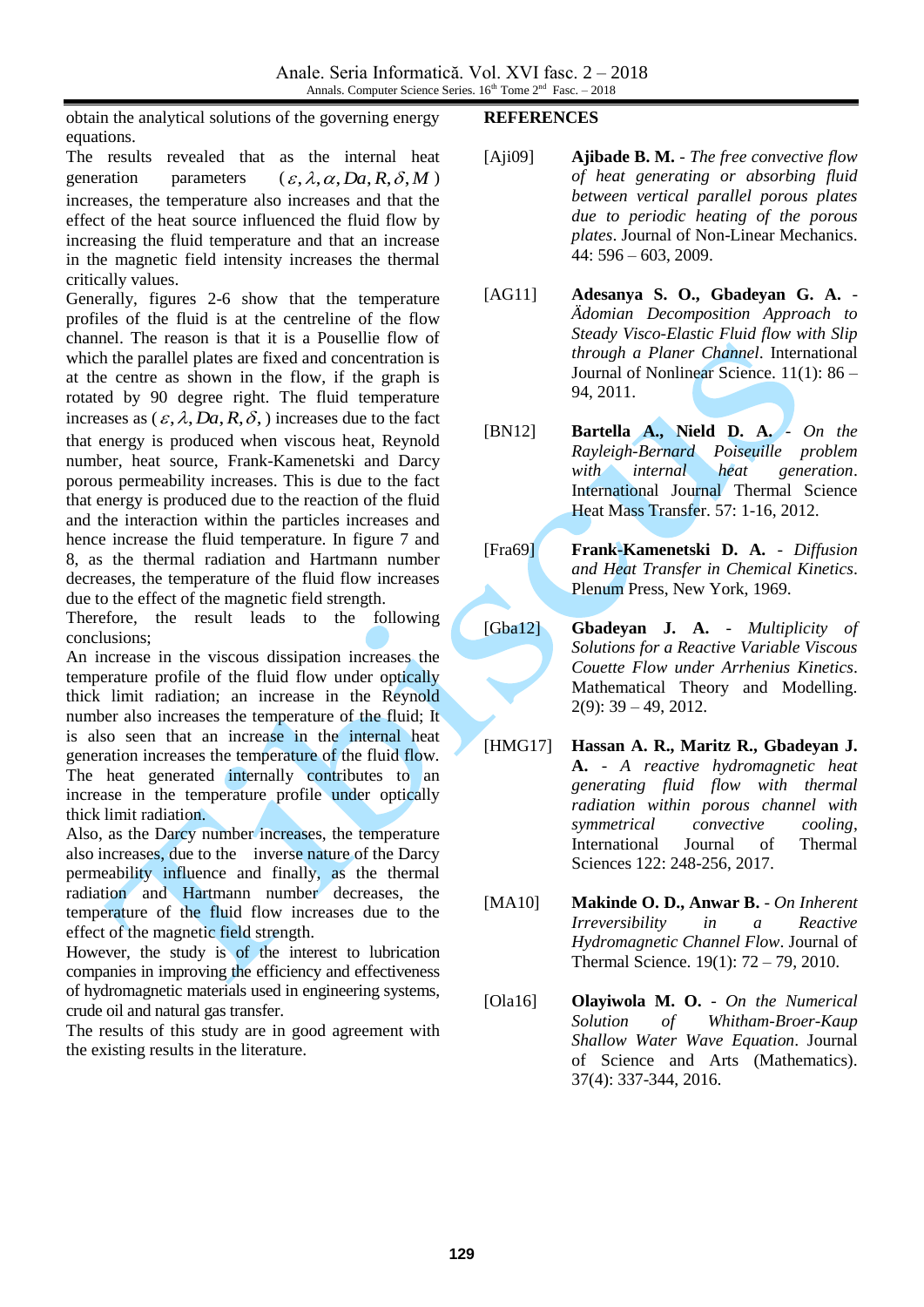obtain the analytical solutions of the governing energy equations.

The results revealed that as the internal heat generation parameters ($\varepsilon, \lambda, \alpha, Da, R, \delta, M$) increases, the temperature also increases and that the effect of the heat source influenced the fluid flow by increasing the fluid temperature and that an increase in the magnetic field intensity increases the thermal critically values.

Generally, figures 2-6 show that the temperature profiles of the fluid is at the centreline of the flow channel. The reason is that it is a Pousellie flow of which the parallel plates are fixed and concentration is at the centre as shown in the flow, if the graph is rotated by 90 degree right. The fluid temperature increases as ($\varepsilon, \lambda, Da, R, \delta,$) increases due to the fact that energy is produced when viscous heat, Reynold number, heat source, Frank-Kamenetski and Darcy porous permeability increases. This is due to the fact that energy is produced due to the reaction of the fluid and the interaction within the particles increases and hence increase the fluid temperature. In figure 7 and 8, as the thermal radiation and Hartmann number decreases, the temperature of the fluid flow increases due to the effect of the magnetic field strength.

Therefore, the result leads to the following conclusions;

An increase in the viscous dissipation increases the temperature profile of the fluid flow under optically thick limit radiation; an increase in the Reynold number also increases the temperature of the fluid; It is also seen that an increase in the internal heat generation increases the temperature of the fluid flow. The heat generated internally contributes to an increase in the temperature profile under optically thick limit radiation.

Also, as the Darcy number increases, the temperature also increases, due to the inverse nature of the Darcy permeability influence and finally, as the thermal radiation and Hartmann number decreases, the temperature of the fluid flow increases due to the effect of the magnetic field strength.

However, the study is of the interest to lubrication companies in improving the efficiency and effectiveness of hydromagnetic materials used in engineering systems, crude oil and natural gas transfer.

The results of this study are in good agreement with the existing results in the literature.

## REFERENCES

[Aji09] **Ajibade B. M.** - *The free convective flow of heat generating or absorbing fluid between vertical parallel porous plates due to periodic heating of the porous plates*. Journal of Non-Linear Mechanics. 44: 596 – 603, 2009.

[AG11] **Adesanya S. O., Gbadeyan G. A.** - *Ädomian Decomposition Approach to Steady Visco-Elastic Fluid flow with Slip through a Planer Channel*. International Journal of Nonlinear Science. 11(1): 86 – 94, 2011.

[BN12] **Bartella A., Nield D. A.** - *On the Rayleigh-Bernard Poiseuille problem with internal heat generation*. International Journal Thermal Science Heat Mass Transfer. 57: 1-16, 2012.

[Fra69] **Frank-Kamenetski D. A.** - *Diffusion and Heat Transfer in Chemical Kinetics*. Plenum Press, New York, 1969.

[Gba12] **Gbadeyan J. A.** - *Multiplicity of Solutions for a Reactive Variable Viscous Couette Flow under Arrhenius Kinetics*. Mathematical Theory and Modelling. 2(9): 39 – 49, 2012.

[HMG17] **Hassan A. R., Maritz R., Gbadeyan J. A.** - *A reactive hydromagnetic heat generating fluid flow with thermal radiation within porous channel with symmetrical convective cooling*, International Journal of Thermal Sciences 122: 248-256, 2017.

[MA10] **Makinde O. D., Anwar B.** - *On Inherent Irreversibility in a Reactive Hydromagnetic Channel Flow*. Journal of Thermal Science. 19(1): 72 – 79, 2010.

[Ola16] **Olayiwola M. O.** - *On the Numerical Solution of Whitham-Broer-Kaup Shallow Water Wave Equation*. Journal of Science and Arts (Mathematics). 37(4): 337-344, 2016.